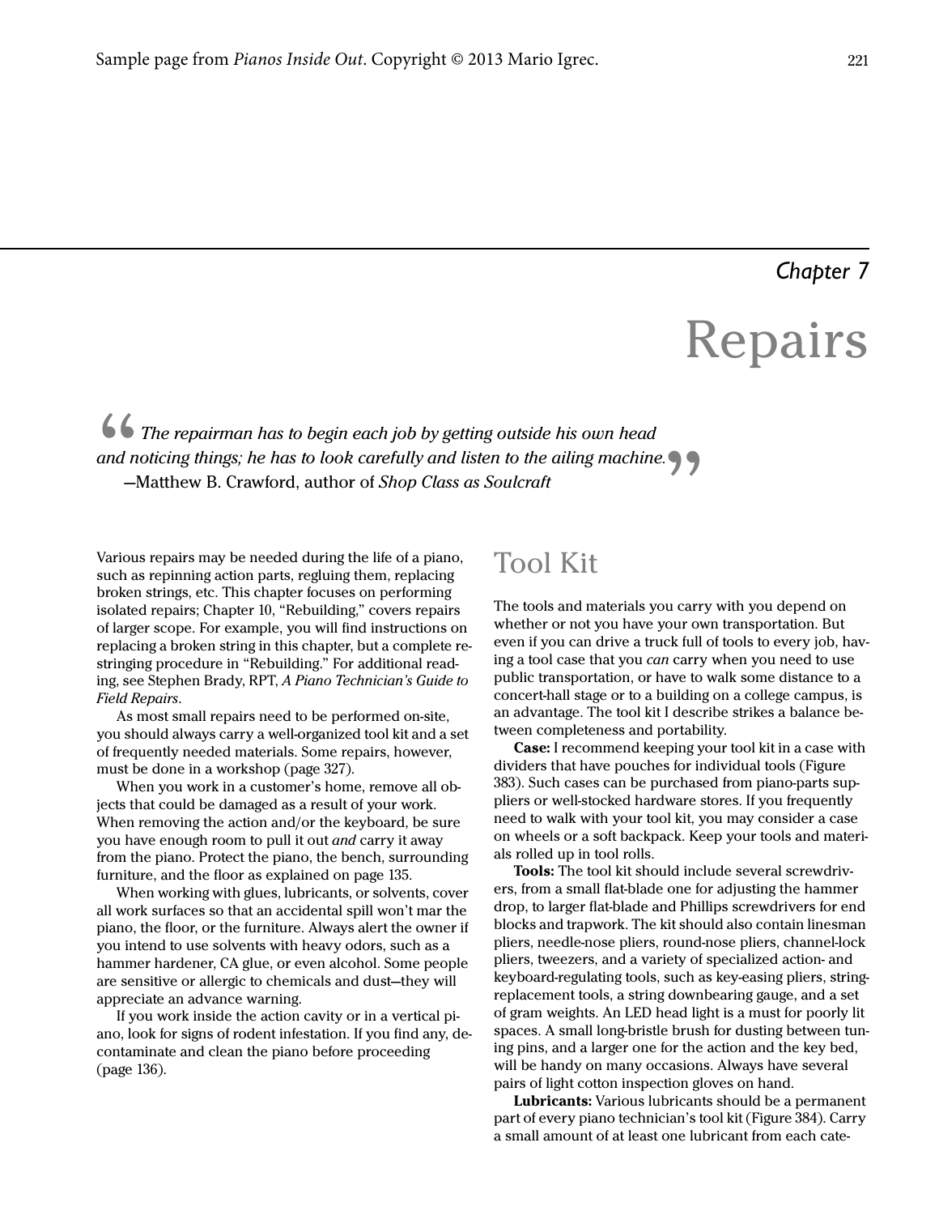Chapter 7

# Repairs

> *The repairman has to begin each job by getting outside his own head and noticing things; he has to look carefully and listen to the ailing machine.*
> —Matthew B. Crawford, author of *Shop Class as Soulcraft*

Various repairs may be needed during the life of a piano, such as repinning action parts, regluing them, replacing broken strings, etc. This chapter focuses on performing isolated repairs; Chapter 10, "Rebuilding," covers repairs of larger scope. For example, you will find instructions on replacing a broken string in this chapter, but a complete restringing procedure in "Rebuilding." For additional reading, see Stephen Brady, RPT, *A Piano Technician's Guide to Field Repairs*.

As most small repairs need to be performed on-site, you should always carry a well-organized tool kit and a set of frequently needed materials. Some repairs, however, must be done in a workshop (page 327).

When you work in a customer's home, remove all objects that could be damaged as a result of your work. When removing the action and/or the keyboard, be sure you have enough room to pull it out *and* carry it away from the piano. Protect the piano, the bench, surrounding furniture, and the floor as explained on page 135.

When working with glues, lubricants, or solvents, cover all work surfaces so that an accidental spill won't mar the piano, the floor, or the furniture. Always alert the owner if you intend to use solvents with heavy odors, such as a hammer hardener, CA glue, or even alcohol. Some people are sensitive or allergic to chemicals and dust—they will appreciate an advance warning.

If you work inside the action cavity or in a vertical piano, look for signs of rodent infestation. If you find any, decontaminate and clean the piano before proceeding (page 136).

## Tool Kit

The tools and materials you carry with you depend on whether or not you have your own transportation. But even if you can drive a truck full of tools to every job, having a tool case that you *can* carry when you need to use public transportation, or have to walk some distance to a concert-hall stage or to a building on a college campus, is an advantage. The tool kit I describe strikes a balance between completeness and portability.

**Case:** I recommend keeping your tool kit in a case with dividers that have pouches for individual tools (Figure 383). Such cases can be purchased from piano-parts suppliers or well-stocked hardware stores. If you frequently need to walk with your tool kit, you may consider a case on wheels or a soft backpack. Keep your tools and materials rolled up in tool rolls.

**Tools:** The tool kit should include several screwdrivers, from a small flat-blade one for adjusting the hammer drop, to larger flat-blade and Phillips screwdrivers for end blocks and trapwork. The kit should also contain linesman pliers, needle-nose pliers, round-nose pliers, channel-lock pliers, tweezers, and a variety of specialized action- and keyboard-regulating tools, such as key-easing pliers, string-replacement tools, a string downbearing gauge, and a set of gram weights. An LED head light is a must for poorly lit spaces. A small long-bristle brush for dusting between tuning pins, and a larger one for the action and the key bed, will be handy on many occasions. Always have several pairs of light cotton inspection gloves on hand.

**Lubricants:** Various lubricants should be a permanent part of every piano technician's tool kit (Figure 384). Carry a small amount of at least one lubricant from each cate-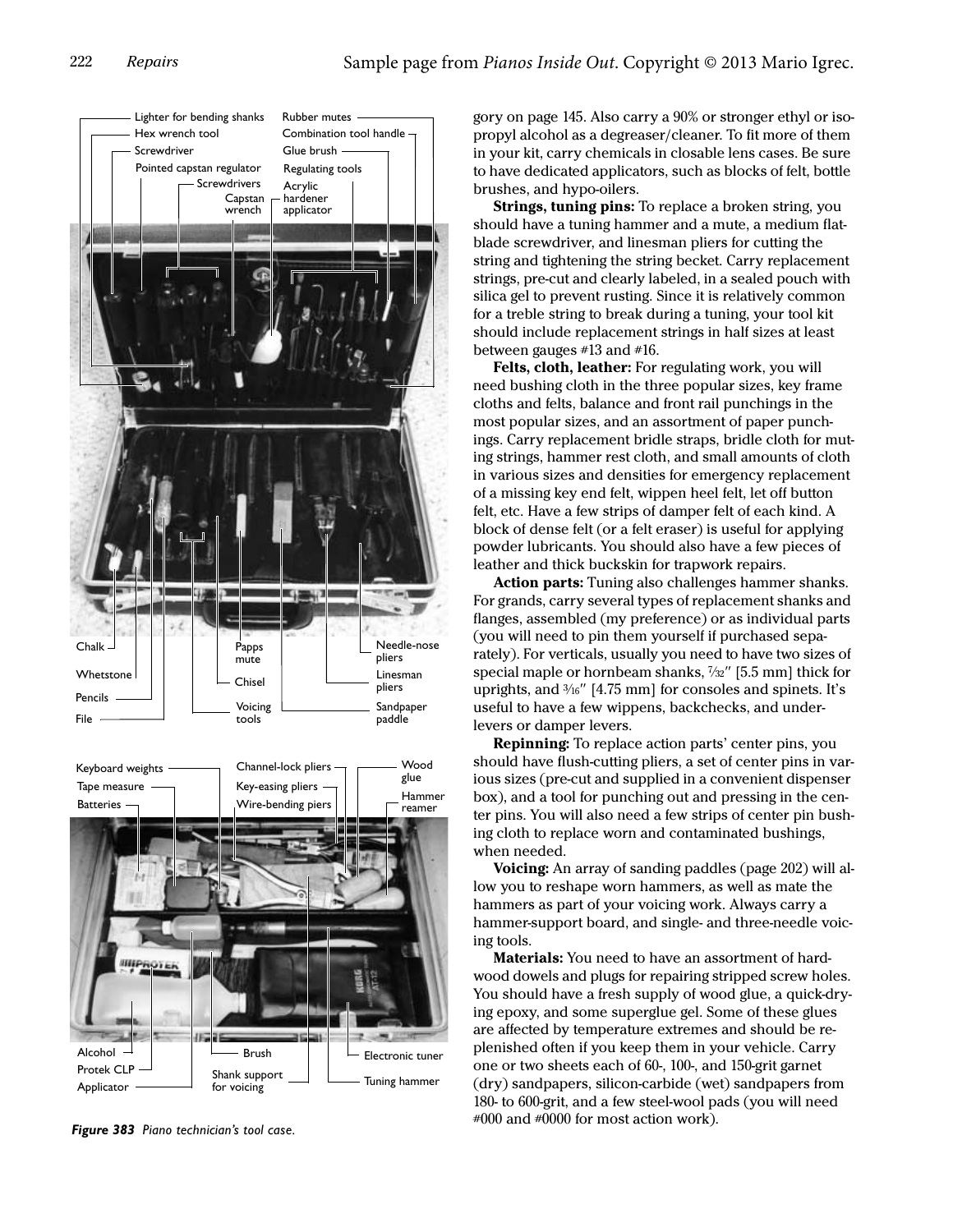gory on page 145. Also carry a 90% or stronger ethyl or isopropyl alcohol as a degreaser/cleaner. To fit more of them in your kit, carry chemicals in closable lens cases. Be sure to have dedicated applicators, such as blocks of felt, bottle brushes, and hypo-oilers.

**Strings, tuning pins:** To replace a broken string, you should have a tuning hammer and a mute, a medium flat-blade screwdriver, and linesman pliers for cutting the string and tightening the string becket. Carry replacement strings, pre-cut and clearly labeled, in a sealed pouch with silica gel to prevent rusting. Since it is relatively common for a treble string to break during a tuning, your tool kit should include replacement strings in half sizes at least between gauges #13 and #16.

**Felts, cloth, leather:** For regulating work, you will need bushing cloth in the three popular sizes, key frame cloths and felts, balance and front rail punchings in the most popular sizes, and an assortment of paper punchings. Carry replacement bridle straps, bridle cloth for muting strings, hammer rest cloth, and small amounts of cloth in various sizes and densities for emergency replacement of a missing key end felt, wippen heel felt, let off button felt, etc. Have a few strips of damper felt of each kind. A block of dense felt (or a felt eraser) is useful for applying powder lubricants. You should also have a few pieces of leather and thick buckskin for trapwork repairs.

**Action parts:** Tuning also challenges hammer shanks. For grands, carry several types of replacement shanks and flanges, assembled (my preference) or as individual parts (you will need to pin them yourself if purchased separately). For verticals, usually you need to have two sizes of special maple or hornbeam shanks, 7⁄32″ [5.5 mm] thick for uprights, and 3⁄16″ [4.75 mm] for consoles and spinets. It's useful to have a few wippens, backchecks, and underlevers or damper levers.

**Repinning:** To replace action parts' center pins, you should have flush-cutting pliers, a set of center pins in various sizes (pre-cut and supplied in a convenient dispenser box), and a tool for punching out and pressing in the center pins. You will also need a few strips of center pin bushing cloth to replace worn and contaminated bushings, when needed.

**Voicing:** An array of sanding paddles (page 202) will allow you to reshape worn hammers, as well as mate the hammers as part of your voicing work. Always carry a hammer-support board, and single- and three-needle voicing tools.

**Materials:** You need to have an assortment of hardwood dowels and plugs for repairing stripped screw holes. You should have a fresh supply of wood glue, a quick-drying epoxy, and some superglue gel. Some of these glues are affected by temperature extremes and should be replenished often if you keep them in your vehicle. Carry one or two sheets each of 60-, 100-, and 150-grit garnet (dry) sandpapers, silicon-carbide (wet) sandpapers from 180- to 600-grit, and a few steel-wool pads (you will need #000 and #0000 for most action work).

*Figure 383 Piano technician's tool case.*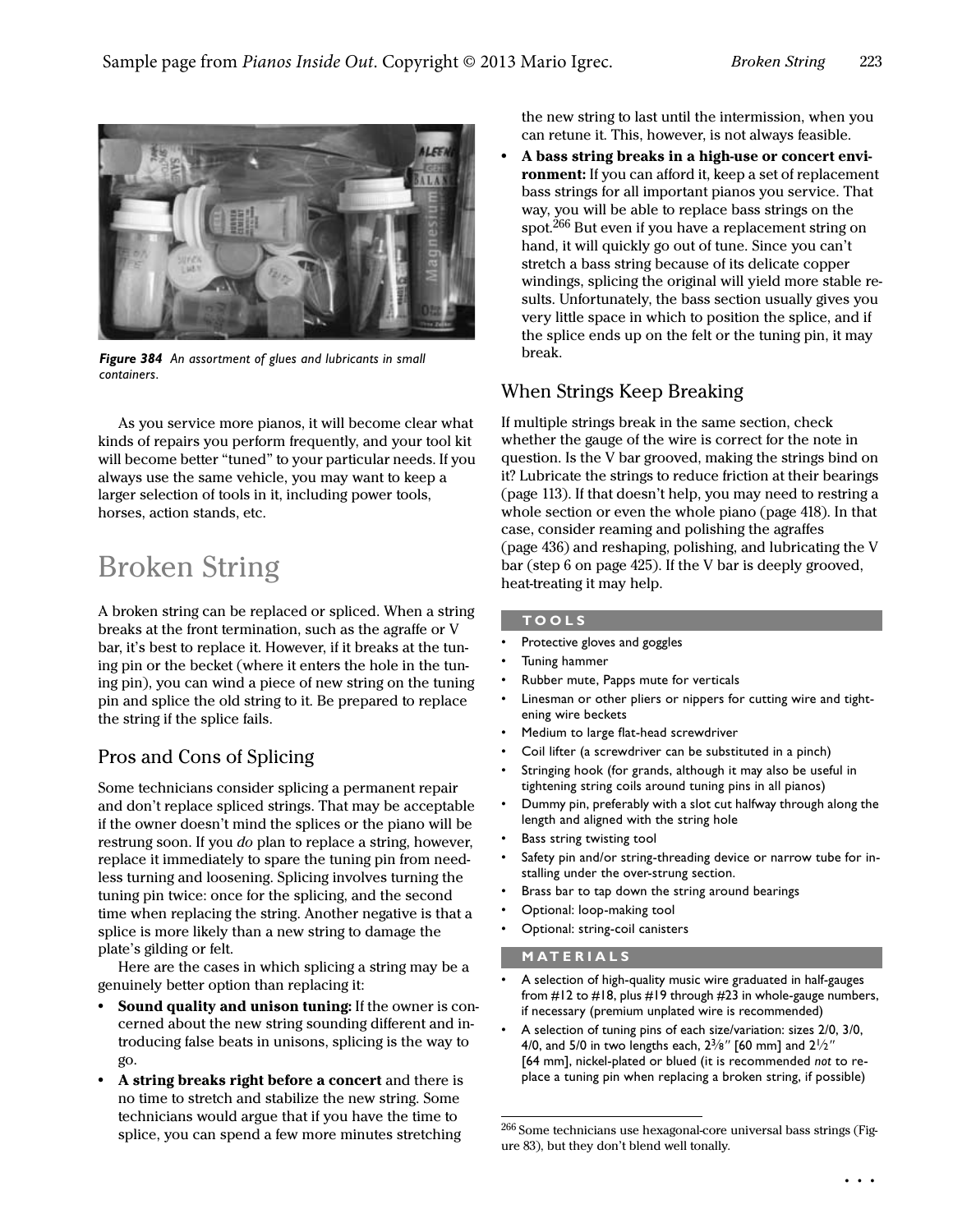*Figure 384 An assortment of glues and lubricants in small containers.*

As you service more pianos, it will become clear what kinds of repairs you perform frequently, and your tool kit will become better "tuned" to your particular needs. If you always use the same vehicle, you may want to keep a larger selection of tools in it, including power tools, horses, action stands, etc.

# Broken String

A broken string can be replaced or spliced. When a string breaks at the front termination, such as the agraffe or V bar, it's best to replace it. However, if it breaks at the tuning pin or the becket (where it enters the hole in the tuning pin), you can wind a piece of new string on the tuning pin and splice the old string to it. Be prepared to replace the string if the splice fails.

## Pros and Cons of Splicing

Some technicians consider splicing a permanent repair and don't replace spliced strings. That may be acceptable if the owner doesn't mind the splices or the piano will be restrung soon. If you *do* plan to replace a string, however, replace it immediately to spare the tuning pin from needless turning and loosening. Splicing involves turning the tuning pin twice: once for the splicing, and the second time when replacing the string. Another negative is that a splice is more likely than a new string to damage the plate's gilding or felt.

Here are the cases in which splicing a string may be a genuinely better option than replacing it:

- **Sound quality and unison tuning:** If the owner is concerned about the new string sounding different and introducing false beats in unisons, splicing is the way to go.
- **A string breaks right before a concert** and there is no time to stretch and stabilize the new string. Some technicians would argue that if you have the time to splice, you can spend a few more minutes stretching the new string to last until the intermission, when you can retune it. This, however, is not always feasible.
- **A bass string breaks in a high-use or concert environment:** If you can afford it, keep a set of replacement bass strings for all important pianos you service. That way, you will be able to replace bass strings on the spot.[266] But even if you have a replacement string on hand, it will quickly go out of tune. Since you can't stretch a bass string because of its delicate copper windings, splicing the original will yield more stable results. Unfortunately, the bass section usually gives you very little space in which to position the splice, and if the splice ends up on the felt or the tuning pin, it may break.

## When Strings Keep Breaking

If multiple strings break in the same section, check whether the gauge of the wire is correct for the note in question. Is the V bar grooved, making the strings bind on it? Lubricate the strings to reduce friction at their bearings (page 113). If that doesn't help, you may need to restring a whole section or even the whole piano (page 418). In that case, consider reaming and polishing the agraffes (page 436) and reshaping, polishing, and lubricating the V bar (step 6 on page 425). If the V bar is deeply grooved, heat-treating it may help.

### TOOLS

- Protective gloves and goggles
- Tuning hammer
- Rubber mute, Papps mute for verticals
- Linesman or other pliers or nippers for cutting wire and tightening wire beckets
- Medium to large flat-head screwdriver
- Coil lifter (a screwdriver can be substituted in a pinch)
- Stringing hook (for grands, although it may also be useful in tightening string coils around tuning pins in all pianos)
- Dummy pin, preferably with a slot cut halfway through along the length and aligned with the string hole
- Bass string twisting tool
- Safety pin and/or string-threading device or narrow tube for installing under the over-strung section.
- Brass bar to tap down the string around bearings
- Optional: loop-making tool
- Optional: string-coil canisters

### MATERIALS

- A selection of high-quality music wire graduated in half-gauges from #12 to #18, plus #19 through #23 in whole-gauge numbers, if necessary (premium unplated wire is recommended)
- A selection of tuning pins of each size/variation: sizes 2/0, 3/0, 4/0, and 5/0 in two lengths each, 2⅜″ [60 mm] and 2½″ [64 mm], nickel-plated or blued (it is recommended *not* to replace a tuning pin when replacing a broken string, if possible)

[266] Some technicians use hexagonal-core universal bass strings (Figure 83), but they don't blend well tonally.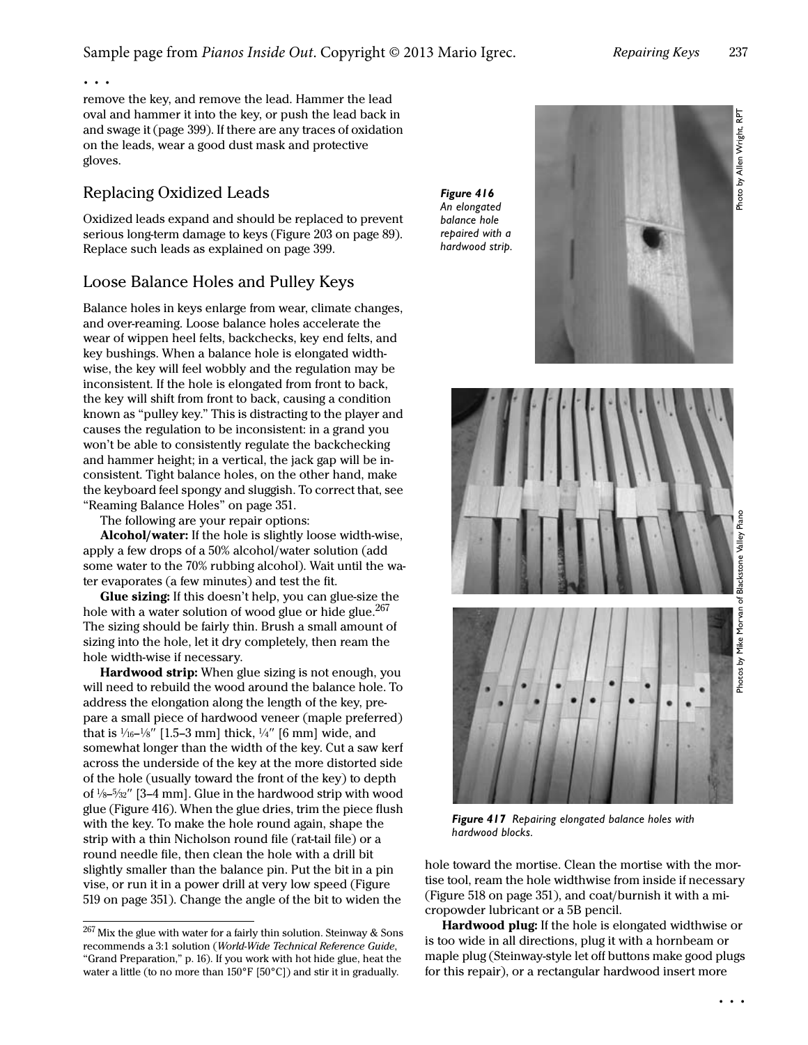. . .

remove the key, and remove the lead. Hammer the lead oval and hammer it into the key, or push the lead back in and swage it (page 399). If there are any traces of oxidation on the leads, wear a good dust mask and protective gloves.

## Replacing Oxidized Leads

Oxidized leads expand and should be replaced to prevent serious long-term damage to keys (Figure 203 on page 89). Replace such leads as explained on page 399.

## Loose Balance Holes and Pulley Keys

Balance holes in keys enlarge from wear, climate changes, and over-reaming. Loose balance holes accelerate the wear of wippen heel felts, backchecks, key end felts, and key bushings. When a balance hole is elongated widthwise, the key will feel wobbly and the regulation may be inconsistent. If the hole is elongated from front to back, the key will shift from front to back, causing a condition known as "pulley key." This is distracting to the player and causes the regulation to be inconsistent: in a grand you won't be able to consistently regulate the backchecking and hammer height; in a vertical, the jack gap will be inconsistent. Tight balance holes, on the other hand, make the keyboard feel spongy and sluggish. To correct that, see "Reaming Balance Holes" on page 351.

The following are your repair options:

**Alcohol/water:** If the hole is slightly loose width-wise, apply a few drops of a 50% alcohol/water solution (add some water to the 70% rubbing alcohol). Wait until the water evaporates (a few minutes) and test the fit.

**Glue sizing:** If this doesn't help, you can glue-size the hole with a water solution of wood glue or hide glue.[267] The sizing should be fairly thin. Brush a small amount of sizing into the hole, let it dry completely, then ream the hole width-wise if necessary.

**Hardwood strip:** When glue sizing is not enough, you will need to rebuild the wood around the balance hole. To address the elongation along the length of the key, prepare a small piece of hardwood veneer (maple preferred) that is 1⁄16–1⁄8″ [1.5–3 mm] thick, 1⁄4″ [6 mm] wide, and somewhat longer than the width of the key. Cut a saw kerf across the underside of the key at the more distorted side of the hole (usually toward the front of the key) to depth of 1⁄8–5⁄32″ [3–4 mm]. Glue in the hardwood strip with wood glue (Figure 416). When the glue dries, trim the piece flush with the key. To make the hole round again, shape the strip with a thin Nicholson round file (rat-tail file) or a round needle file, then clean the hole with a drill bit slightly smaller than the balance pin. Put the bit in a pin vise, or run it in a power drill at very low speed (Figure 519 on page 351). Change the angle of the bit to widen the hole toward the mortise. Clean the mortise with the mortise tool, ream the hole widthwise from inside if necessary (Figure 518 on page 351), and coat/burnish it with a micropowder lubricant or a 5B pencil.

**Hardwood plug:** If the hole is elongated widthwise or is too wide in all directions, plug it with a hornbeam or maple plug (Steinway-style let off buttons make good plugs for this repair), or a rectangular hardwood insert more

. . .

***Figure 416** An elongated balance hole repaired with a hardwood strip.* Photo by Allen Wright, RPT

***Figure 417** Repairing elongated balance holes with hardwood blocks.* Photos by Mike Morvan of Blackstone Valley Piano

[267] Mix the glue with water for a fairly thin solution. Steinway & Sons recommends a 3:1 solution (*World-Wide Technical Reference Guide*, "Grand Preparation," p. 16). If you work with hot hide glue, heat the water a little (to no more than 150°F [50°C]) and stir it in gradually.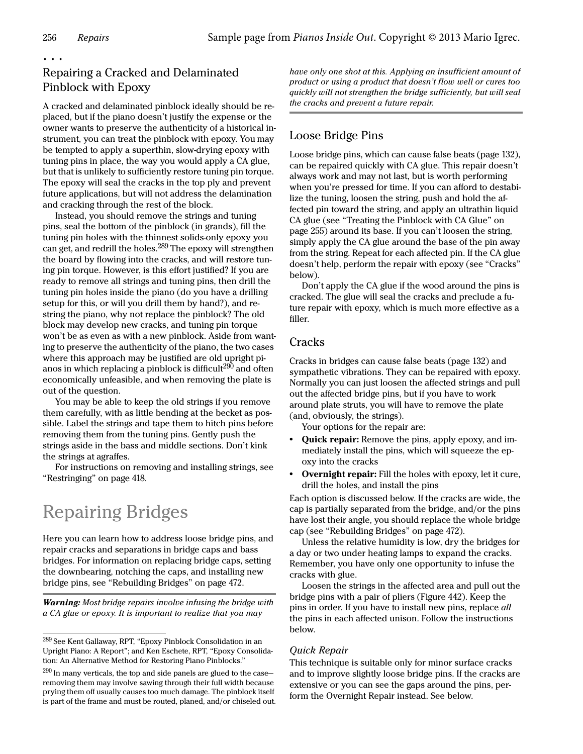• • •

### Repairing a Cracked and Delaminated Pinblock with Epoxy

A cracked and delaminated pinblock ideally should be replaced, but if the piano doesn't justify the expense or the owner wants to preserve the authenticity of a historical instrument, you can treat the pinblock with epoxy. You may be tempted to apply a superthin, slow-drying epoxy with tuning pins in place, the way you would apply a CA glue, but that is unlikely to sufficiently restore tuning pin torque. The epoxy will seal the cracks in the top ply and prevent future applications, but will not address the delamination and cracking through the rest of the block.

Instead, you should remove the strings and tuning pins, seal the bottom of the pinblock (in grands), fill the tuning pin holes with the thinnest solids-only epoxy you can get, and redrill the holes.[289] The epoxy will strengthen the board by flowing into the cracks, and will restore tuning pin torque. However, is this effort justified? If you are ready to remove all strings and tuning pins, then drill the tuning pin holes inside the piano (do you have a drilling setup for this, or will you drill them by hand?), and restring the piano, why not replace the pinblock? The old block may develop new cracks, and tuning pin torque won't be as even as with a new pinblock. Aside from wanting to preserve the authenticity of the piano, the two cases where this approach may be justified are old upright pianos in which replacing a pinblock is difficult[290] and often economically unfeasible, and when removing the plate is out of the question.

You may be able to keep the old strings if you remove them carefully, with as little bending at the becket as possible. Label the strings and tape them to hitch pins before removing them from the tuning pins. Gently push the strings aside in the bass and middle sections. Don't kink the strings at agraffes.

For instructions on removing and installing strings, see "Restringing" on page 418.

# Repairing Bridges

Here you can learn how to address loose bridge pins, and repair cracks and separations in bridge caps and bass bridges. For information on replacing bridge caps, setting the downbearing, notching the caps, and installing new bridge pins, see "Rebuilding Bridges" on page 472.

***Warning:*** *Most bridge repairs involve infusing the bridge with a CA glue or epoxy. It is important to realize that you may have only one shot at this. Applying an insufficient amount of product or using a product that doesn't flow well or cures too quickly will not strengthen the bridge sufficiently, but will seal the cracks and prevent a future repair.*

## Loose Bridge Pins

Loose bridge pins, which can cause false beats (page 132), can be repaired quickly with CA glue. This repair doesn't always work and may not last, but is worth performing when you're pressed for time. If you can afford to destabilize the tuning, loosen the string, push and hold the affected pin toward the string, and apply an ultrathin liquid CA glue (see "Treating the Pinblock with CA Glue" on page 255) around its base. If you can't loosen the string, simply apply the CA glue around the base of the pin away from the string. Repeat for each affected pin. If the CA glue doesn't help, perform the repair with epoxy (see "Cracks" below).

Don't apply the CA glue if the wood around the pins is cracked. The glue will seal the cracks and preclude a future repair with epoxy, which is much more effective as a filler.

## Cracks

Cracks in bridges can cause false beats (page 132) and sympathetic vibrations. They can be repaired with epoxy. Normally you can just loosen the affected strings and pull out the affected bridge pins, but if you have to work around plate struts, you will have to remove the plate (and, obviously, the strings).

Your options for the repair are:

- **Quick repair:** Remove the pins, apply epoxy, and immediately install the pins, which will squeeze the epoxy into the cracks
- **Overnight repair:** Fill the holes with epoxy, let it cure, drill the holes, and install the pins

Each option is discussed below. If the cracks are wide, the cap is partially separated from the bridge, and/or the pins have lost their angle, you should replace the whole bridge cap (see "Rebuilding Bridges" on page 472).

Unless the relative humidity is low, dry the bridges for a day or two under heating lamps to expand the cracks. Remember, you have only one opportunity to infuse the cracks with glue.

Loosen the strings in the affected area and pull out the bridge pins with a pair of pliers (Figure 442). Keep the pins in order. If you have to install new pins, replace *all* the pins in each affected unison. Follow the instructions below.

### *Quick Repair*

This technique is suitable only for minor surface cracks and to improve slightly loose bridge pins. If the cracks are extensive or you can see the gaps around the pins, perform the Overnight Repair instead. See below.

---

[289] See Kent Gallaway, RPT, "Epoxy Pinblock Consolidation in an Upright Piano: A Report"; and Ken Eschete, RPT, "Epoxy Consolidation: An Alternative Method for Restoring Piano Pinblocks."

[290] In many verticals, the top and side panels are glued to the case—removing them may involve sawing through their full width because prying them off usually causes too much damage. The pinblock itself is part of the frame and must be routed, planed, and/or chiseled out.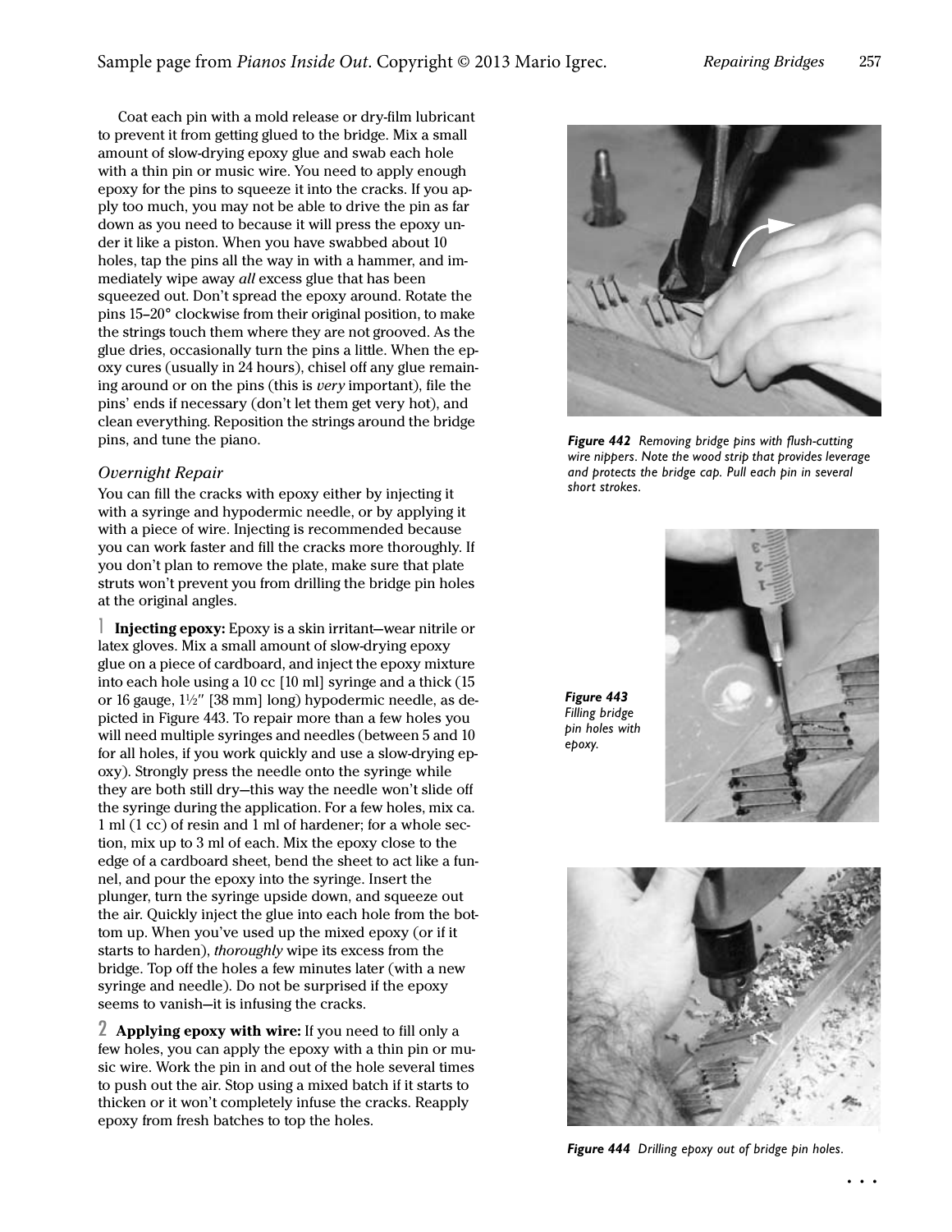Coat each pin with a mold release or dry-film lubricant to prevent it from getting glued to the bridge. Mix a small amount of slow-drying epoxy glue and swab each hole with a thin pin or music wire. You need to apply enough epoxy for the pins to squeeze it into the cracks. If you apply too much, you may not be able to drive the pin as far down as you need to because it will press the epoxy under it like a piston. When you have swabbed about 10 holes, tap the pins all the way in with a hammer, and immediately wipe away *all* excess glue that has been squeezed out. Don't spread the epoxy around. Rotate the pins 15–20° clockwise from their original position, to make the strings touch them where they are not grooved. As the glue dries, occasionally turn the pins a little. When the epoxy cures (usually in 24 hours), chisel off any glue remaining around or on the pins (this is *very* important), file the pins' ends if necessary (don't let them get very hot), and clean everything. Reposition the strings around the bridge pins, and tune the piano.

### *Overnight Repair*

You can fill the cracks with epoxy either by injecting it with a syringe and hypodermic needle, or by applying it with a piece of wire. Injecting is recommended because you can work faster and fill the cracks more thoroughly. If you don't plan to remove the plate, make sure that plate struts won't prevent you from drilling the bridge pin holes at the original angles.

1 **Injecting epoxy:** Epoxy is a skin irritant—wear nitrile or latex gloves. Mix a small amount of slow-drying epoxy glue on a piece of cardboard, and inject the epoxy mixture into each hole using a 10 cc [10 ml] syringe and a thick (15 or 16 gauge, 1½″ [38 mm] long) hypodermic needle, as depicted in Figure 443. To repair more than a few holes you will need multiple syringes and needles (between 5 and 10 for all holes, if you work quickly and use a slow-drying epoxy). Strongly press the needle onto the syringe while they are both still dry—this way the needle won't slide off the syringe during the application. For a few holes, mix ca. 1 ml (1 cc) of resin and 1 ml of hardener; for a whole section, mix up to 3 ml of each. Mix the epoxy close to the edge of a cardboard sheet, bend the sheet to act like a funnel, and pour the epoxy into the syringe. Insert the plunger, turn the syringe upside down, and squeeze out the air. Quickly inject the glue into each hole from the bottom up. When you've used up the mixed epoxy (or if it starts to harden), *thoroughly* wipe its excess from the bridge. Top off the holes a few minutes later (with a new syringe and needle). Do not be surprised if the epoxy seems to vanish—it is infusing the cracks.

2 **Applying epoxy with wire:** If you need to fill only a few holes, you can apply the epoxy with a thin pin or music wire. Work the pin in and out of the hole several times to push out the air. Stop using a mixed batch if it starts to thicken or it won't completely infuse the cracks. Reapply epoxy from fresh batches to top the holes.

***Figure 442*** *Removing bridge pins with flush-cutting wire nippers. Note the wood strip that provides leverage and protects the bridge cap. Pull each pin in several short strokes.*

***Figure 443*** *Filling bridge pin holes with epoxy.*

***Figure 444*** *Drilling epoxy out of bridge pin holes.*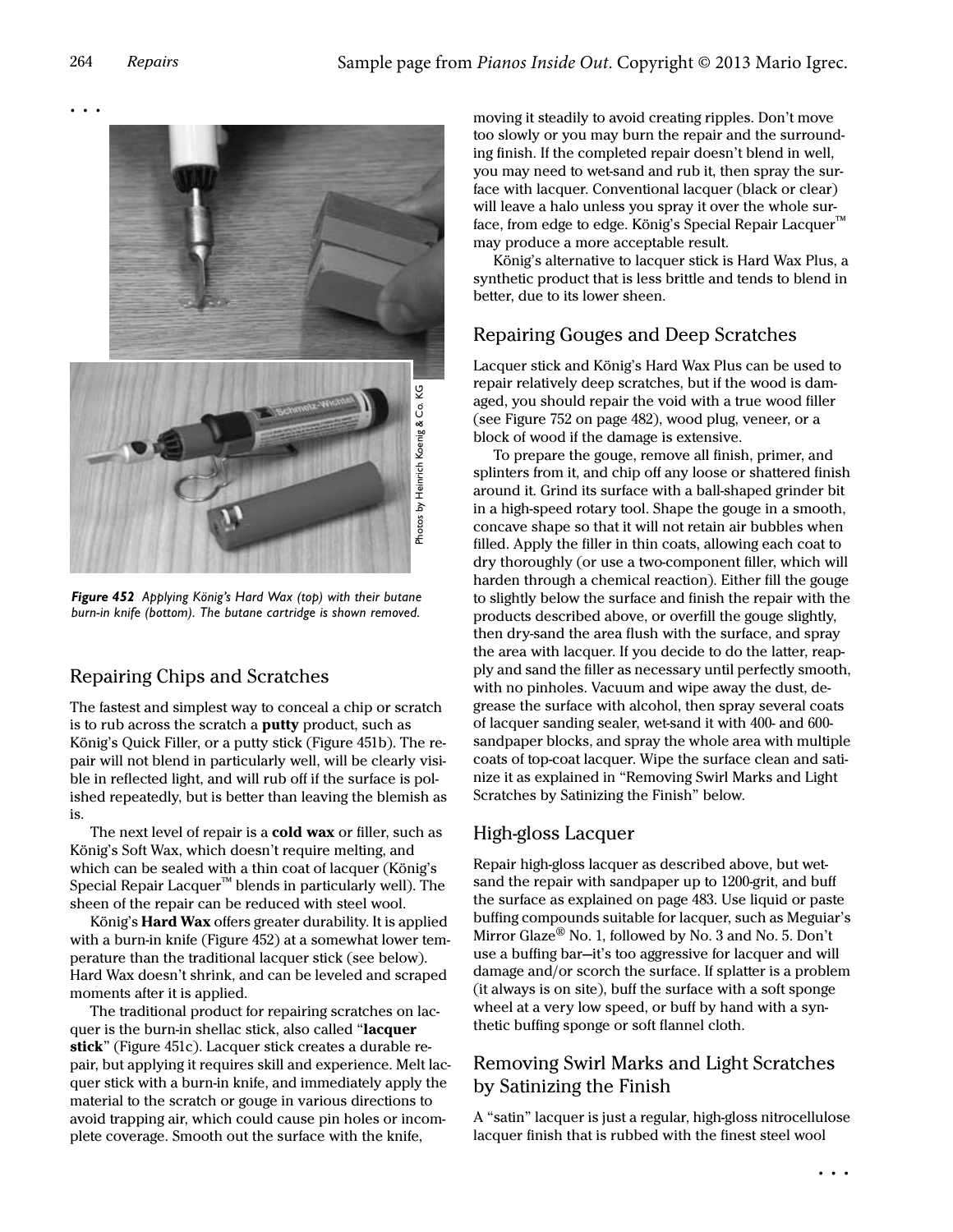. . .

*Figure 452 Applying König's Hard Wax (top) with their butane burn-in knife (bottom). The butane cartridge is shown removed.*

## Repairing Chips and Scratches

The fastest and simplest way to conceal a chip or scratch is to rub across the scratch a **putty** product, such as König's Quick Filler, or a putty stick (Figure 451b). The repair will not blend in particularly well, will be clearly visible in reflected light, and will rub off if the surface is polished repeatedly, but is better than leaving the blemish as is.

The next level of repair is a **cold wax** or filler, such as König's Soft Wax, which doesn't require melting, and which can be sealed with a thin coat of lacquer (König's Special Repair Lacquer™ blends in particularly well). The sheen of the repair can be reduced with steel wool.

König's **Hard Wax** offers greater durability. It is applied with a burn-in knife (Figure 452) at a somewhat lower temperature than the traditional lacquer stick (see below). Hard Wax doesn't shrink, and can be leveled and scraped moments after it is applied.

The traditional product for repairing scratches on lacquer is the burn-in shellac stick, also called "**lacquer stick**" (Figure 451c). Lacquer stick creates a durable repair, but applying it requires skill and experience. Melt lacquer stick with a burn-in knife, and immediately apply the material to the scratch or gouge in various directions to avoid trapping air, which could cause pin holes or incomplete coverage. Smooth out the surface with the knife, moving it steadily to avoid creating ripples. Don't move too slowly or you may burn the repair and the surrounding finish. If the completed repair doesn't blend in well, you may need to wet-sand and rub it, then spray the surface with lacquer. Conventional lacquer (black or clear) will leave a halo unless you spray it over the whole surface, from edge to edge. König's Special Repair Lacquer™ may produce a more acceptable result.

König's alternative to lacquer stick is Hard Wax Plus, a synthetic product that is less brittle and tends to blend in better, due to its lower sheen.

## Repairing Gouges and Deep Scratches

Lacquer stick and König's Hard Wax Plus can be used to repair relatively deep scratches, but if the wood is damaged, you should repair the void with a true wood filler (see Figure 752 on page 482), wood plug, veneer, or a block of wood if the damage is extensive.

To prepare the gouge, remove all finish, primer, and splinters from it, and chip off any loose or shattered finish around it. Grind its surface with a ball-shaped grinder bit in a high-speed rotary tool. Shape the gouge in a smooth, concave shape so that it will not retain air bubbles when filled. Apply the filler in thin coats, allowing each coat to dry thoroughly (or use a two-component filler, which will harden through a chemical reaction). Either fill the gouge to slightly below the surface and finish the repair with the products described above, or overfill the gouge slightly, then dry-sand the area flush with the surface, and spray the area with lacquer. If you decide to do the latter, reapply and sand the filler as necessary until perfectly smooth, with no pinholes. Vacuum and wipe away the dust, degrease the surface with alcohol, then spray several coats of lacquer sanding sealer, wet-sand it with 400- and 600-sandpaper blocks, and spray the whole area with multiple coats of top-coat lacquer. Wipe the surface clean and satinize it as explained in "Removing Swirl Marks and Light Scratches by Satinizing the Finish" below.

## High-gloss Lacquer

Repair high-gloss lacquer as described above, but wet-sand the repair with sandpaper up to 1200-grit, and buff the surface as explained on page 483. Use liquid or paste buffing compounds suitable for lacquer, such as Meguiar's Mirror Glaze® No. 1, followed by No. 3 and No. 5. Don't use a buffing bar—it's too aggressive for lacquer and will damage and/or scorch the surface. If splatter is a problem (it always is on site), buff the surface with a soft sponge wheel at a very low speed, or buff by hand with a synthetic buffing sponge or soft flannel cloth.

## Removing Swirl Marks and Light Scratches by Satinizing the Finish

A "satin" lacquer is just a regular, high-gloss nitrocellulose lacquer finish that is rubbed with the finest steel wool

. . .